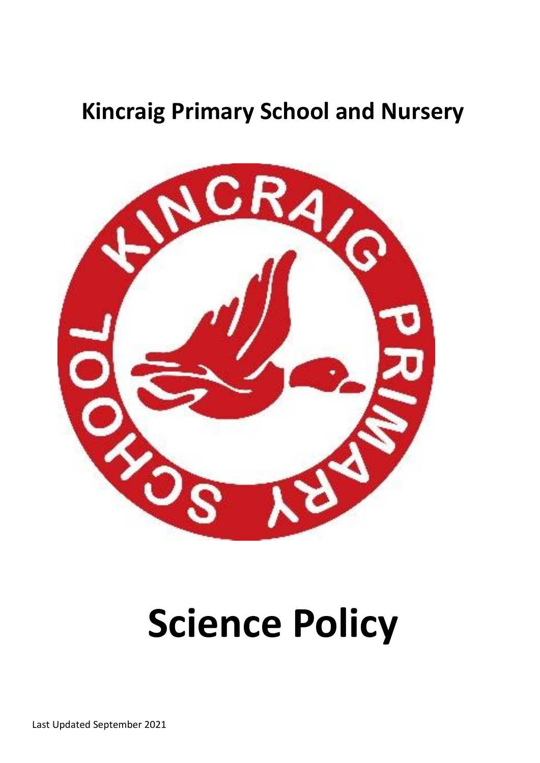# Kincraig Primary School and Nursery

# Science Policy

Last Updated September 2021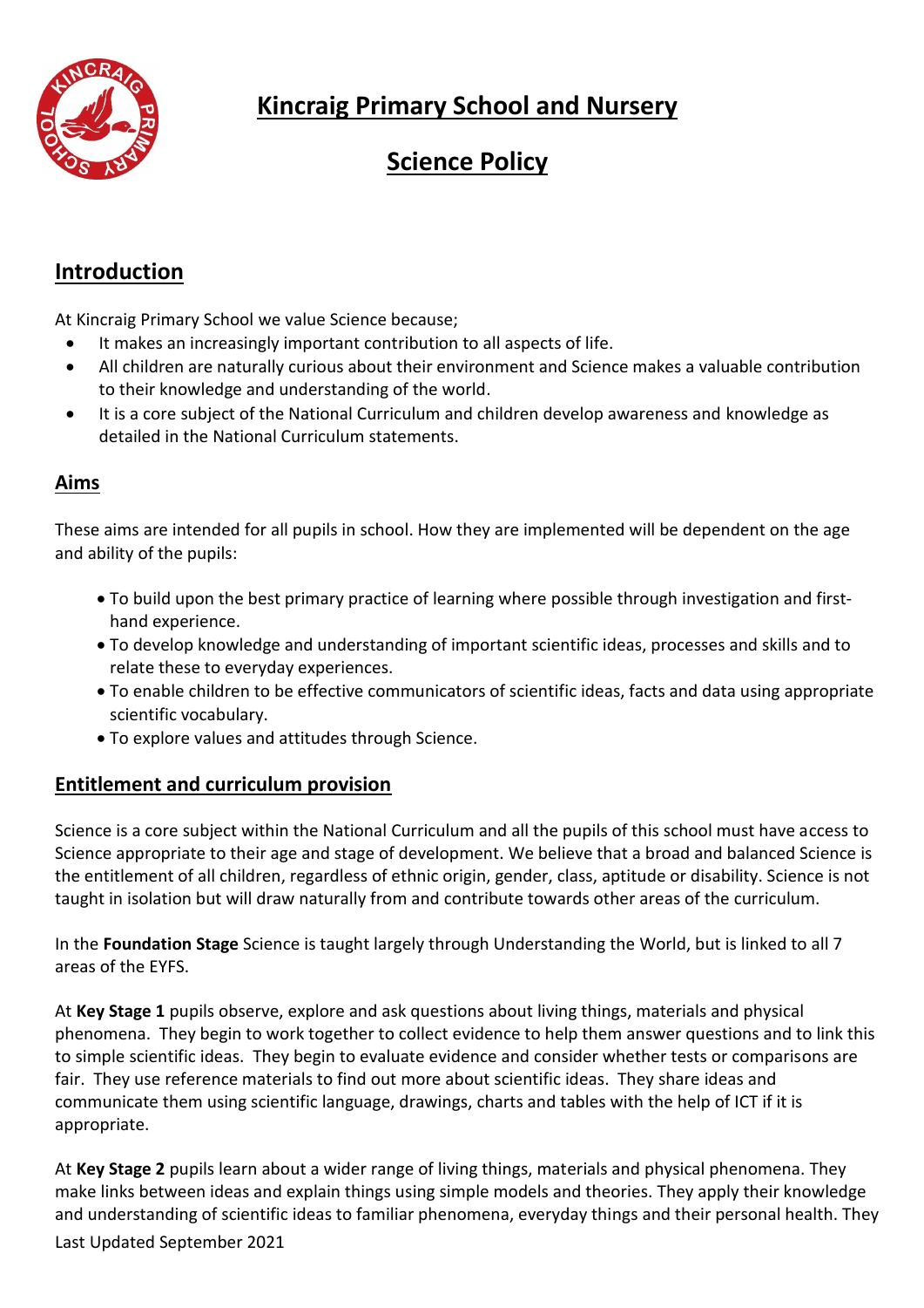# Kincraig Primary School and Nursery

# Science Policy

## Introduction

At Kincraig Primary School we value Science because;

- It makes an increasingly important contribution to all aspects of life.
- All children are naturally curious about their environment and Science makes a valuable contribution to their knowledge and understanding of the world.
- It is a core subject of the National Curriculum and children develop awareness and knowledge as detailed in the National Curriculum statements.

## Aims

These aims are intended for all pupils in school. How they are implemented will be dependent on the age and ability of the pupils:

- To build upon the best primary practice of learning where possible through investigation and first-hand experience.
- To develop knowledge and understanding of important scientific ideas, processes and skills and to relate these to everyday experiences.
- To enable children to be effective communicators of scientific ideas, facts and data using appropriate scientific vocabulary.
- To explore values and attitudes through Science.

## Entitlement and curriculum provision

Science is a core subject within the National Curriculum and all the pupils of this school must have access to Science appropriate to their age and stage of development. We believe that a broad and balanced Science is the entitlement of all children, regardless of ethnic origin, gender, class, aptitude or disability. Science is not taught in isolation but will draw naturally from and contribute towards other areas of the curriculum.

In the **Foundation Stage** Science is taught largely through Understanding the World, but is linked to all 7 areas of the EYFS.

At **Key Stage 1** pupils observe, explore and ask questions about living things, materials and physical phenomena. They begin to work together to collect evidence to help them answer questions and to link this to simple scientific ideas. They begin to evaluate evidence and consider whether tests or comparisons are fair. They use reference materials to find out more about scientific ideas. They share ideas and communicate them using scientific language, drawings, charts and tables with the help of ICT if it is appropriate.

At **Key Stage 2** pupils learn about a wider range of living things, materials and physical phenomena. They make links between ideas and explain things using simple models and theories. They apply their knowledge and understanding of scientific ideas to familiar phenomena, everyday things and their personal health. They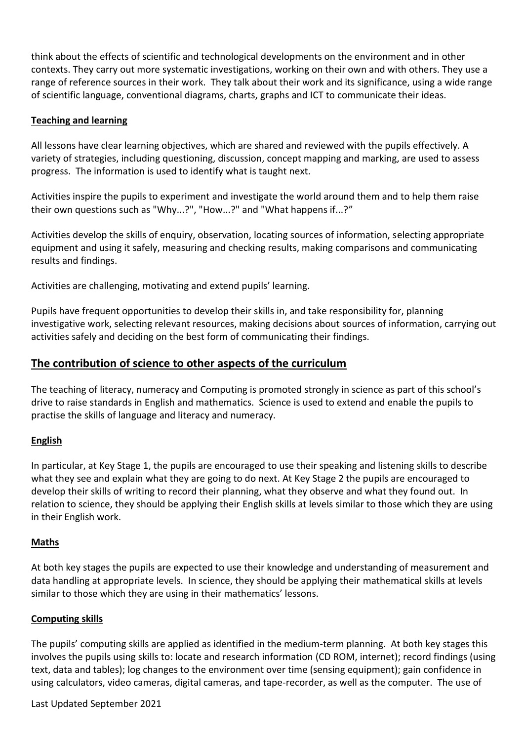think about the effects of scientific and technological developments on the environment and in other contexts. They carry out more systematic investigations, working on their own and with others. They use a range of reference sources in their work. They talk about their work and its significance, using a wide range of scientific language, conventional diagrams, charts, graphs and ICT to communicate their ideas.

### Teaching and learning

All lessons have clear learning objectives, which are shared and reviewed with the pupils effectively. A variety of strategies, including questioning, discussion, concept mapping and marking, are used to assess progress. The information is used to identify what is taught next.

Activities inspire the pupils to experiment and investigate the world around them and to help them raise their own questions such as "Why...?", "How...?" and "What happens if...?"

Activities develop the skills of enquiry, observation, locating sources of information, selecting appropriate equipment and using it safely, measuring and checking results, making comparisons and communicating results and findings.

Activities are challenging, motivating and extend pupils' learning.

Pupils have frequent opportunities to develop their skills in, and take responsibility for, planning investigative work, selecting relevant resources, making decisions about sources of information, carrying out activities safely and deciding on the best form of communicating their findings.

## The contribution of science to other aspects of the curriculum

The teaching of literacy, numeracy and Computing is promoted strongly in science as part of this school's drive to raise standards in English and mathematics. Science is used to extend and enable the pupils to practise the skills of language and literacy and numeracy.

### English

In particular, at Key Stage 1, the pupils are encouraged to use their speaking and listening skills to describe what they see and explain what they are going to do next. At Key Stage 2 the pupils are encouraged to develop their skills of writing to record their planning, what they observe and what they found out. In relation to science, they should be applying their English skills at levels similar to those which they are using in their English work.

### Maths

At both key stages the pupils are expected to use their knowledge and understanding of measurement and data handling at appropriate levels. In science, they should be applying their mathematical skills at levels similar to those which they are using in their mathematics' lessons.

### Computing skills

The pupils' computing skills are applied as identified in the medium-term planning. At both key stages this involves the pupils using skills to: locate and research information (CD ROM, internet); record findings (using text, data and tables); log changes to the environment over time (sensing equipment); gain confidence in using calculators, video cameras, digital cameras, and tape-recorder, as well as the computer. The use of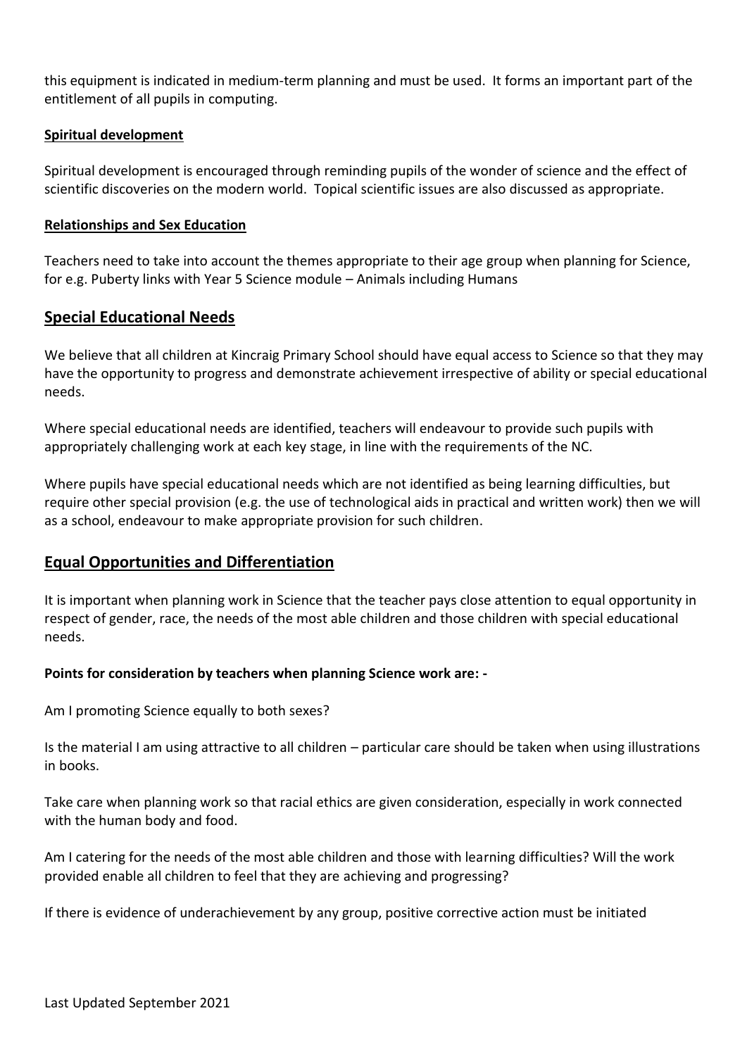this equipment is indicated in medium-term planning and must be used. It forms an important part of the entitlement of all pupils in computing.

**Spiritual development**

Spiritual development is encouraged through reminding pupils of the wonder of science and the effect of scientific discoveries on the modern world. Topical scientific issues are also discussed as appropriate.

**Relationships and Sex Education**

Teachers need to take into account the themes appropriate to their age group when planning for Science, for e.g. Puberty links with Year 5 Science module – Animals including Humans

## Special Educational Needs

We believe that all children at Kincraig Primary School should have equal access to Science so that they may have the opportunity to progress and demonstrate achievement irrespective of ability or special educational needs.

Where special educational needs are identified, teachers will endeavour to provide such pupils with appropriately challenging work at each key stage, in line with the requirements of the NC.

Where pupils have special educational needs which are not identified as being learning difficulties, but require other special provision (e.g. the use of technological aids in practical and written work) then we will as a school, endeavour to make appropriate provision for such children.

## Equal Opportunities and Differentiation

It is important when planning work in Science that the teacher pays close attention to equal opportunity in respect of gender, race, the needs of the most able children and those children with special educational needs.

**Points for consideration by teachers when planning Science work are: -**

Am I promoting Science equally to both sexes?

Is the material I am using attractive to all children – particular care should be taken when using illustrations in books.

Take care when planning work so that racial ethics are given consideration, especially in work connected with the human body and food.

Am I catering for the needs of the most able children and those with learning difficulties? Will the work provided enable all children to feel that they are achieving and progressing?

If there is evidence of underachievement by any group, positive corrective action must be initiated

Last Updated September 2021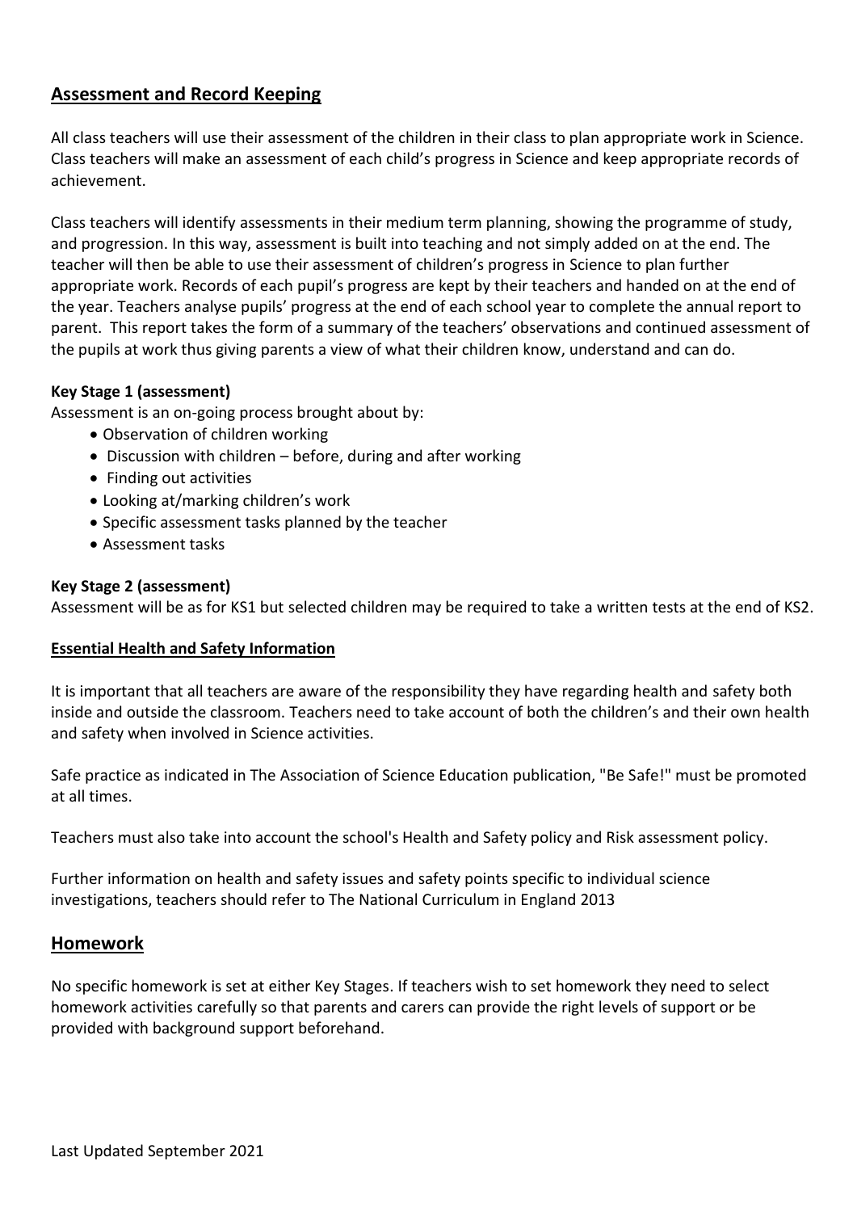## Assessment and Record Keeping

All class teachers will use their assessment of the children in their class to plan appropriate work in Science. Class teachers will make an assessment of each child's progress in Science and keep appropriate records of achievement.

Class teachers will identify assessments in their medium term planning, showing the programme of study, and progression. In this way, assessment is built into teaching and not simply added on at the end. The teacher will then be able to use their assessment of children's progress in Science to plan further appropriate work. Records of each pupil's progress are kept by their teachers and handed on at the end of the year. Teachers analyse pupils' progress at the end of each school year to complete the annual report to parent. This report takes the form of a summary of the teachers' observations and continued assessment of the pupils at work thus giving parents a view of what their children know, understand and can do.

**Key Stage 1 (assessment)**

Assessment is an on-going process brought about by:

- Observation of children working
- Discussion with children – before, during and after working
- Finding out activities
- Looking at/marking children's work
- Specific assessment tasks planned by the teacher
- Assessment tasks

**Key Stage 2 (assessment)**

Assessment will be as for KS1 but selected children may be required to take a written tests at the end of KS2.

**Essential Health and Safety Information**

It is important that all teachers are aware of the responsibility they have regarding health and safety both inside and outside the classroom. Teachers need to take account of both the children's and their own health and safety when involved in Science activities.

Safe practice as indicated in The Association of Science Education publication, "Be Safe!" must be promoted at all times.

Teachers must also take into account the school's Health and Safety policy and Risk assessment policy.

Further information on health and safety issues and safety points specific to individual science investigations, teachers should refer to The National Curriculum in England 2013

## Homework

No specific homework is set at either Key Stages. If teachers wish to set homework they need to select homework activities carefully so that parents and carers can provide the right levels of support or be provided with background support beforehand.

Last Updated September 2021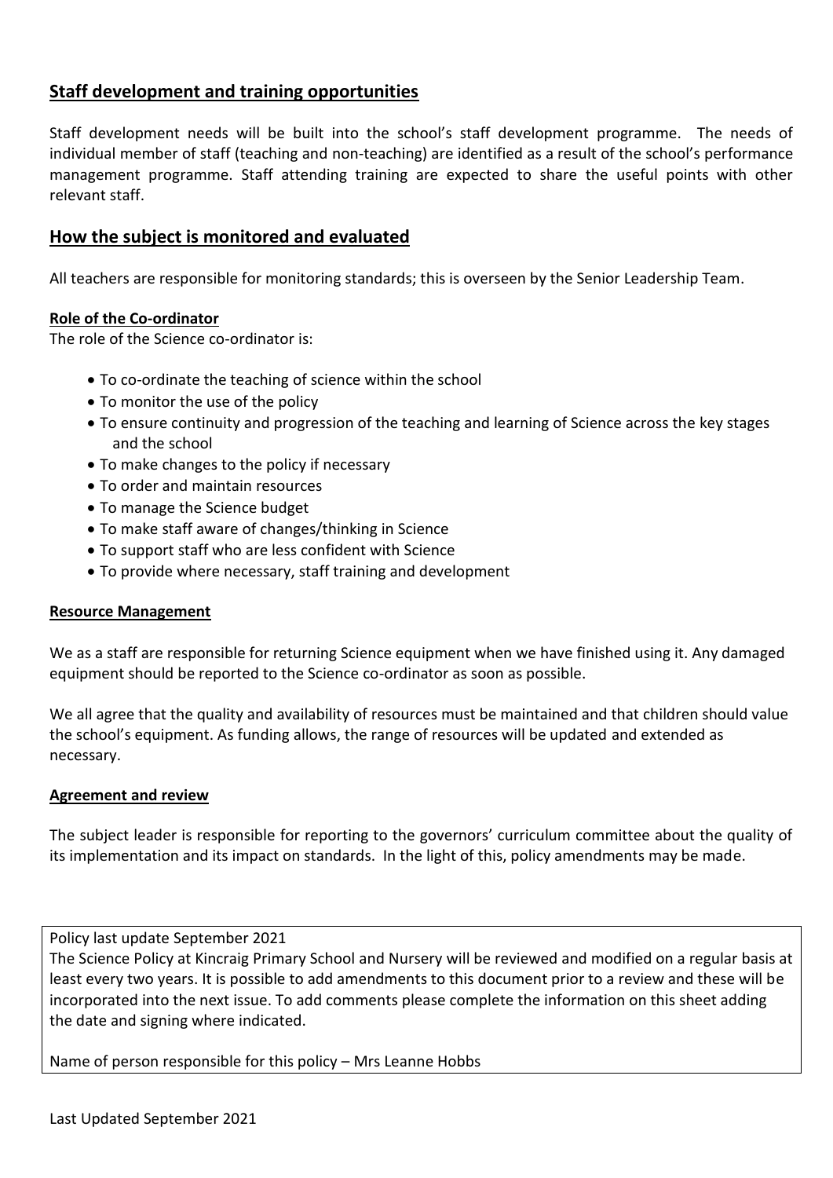## Staff development and training opportunities

Staff development needs will be built into the school's staff development programme. The needs of individual member of staff (teaching and non-teaching) are identified as a result of the school's performance management programme. Staff attending training are expected to share the useful points with other relevant staff.

## How the subject is monitored and evaluated

All teachers are responsible for monitoring standards; this is overseen by the Senior Leadership Team.

### Role of the Co-ordinator

The role of the Science co-ordinator is:

- To co-ordinate the teaching of science within the school
- To monitor the use of the policy
- To ensure continuity and progression of the teaching and learning of Science across the key stages and the school
- To make changes to the policy if necessary
- To order and maintain resources
- To manage the Science budget
- To make staff aware of changes/thinking in Science
- To support staff who are less confident with Science
- To provide where necessary, staff training and development

### Resource Management

We as a staff are responsible for returning Science equipment when we have finished using it. Any damaged equipment should be reported to the Science co-ordinator as soon as possible.

We all agree that the quality and availability of resources must be maintained and that children should value the school's equipment. As funding allows, the range of resources will be updated and extended as necessary.

### Agreement and review

The subject leader is responsible for reporting to the governors' curriculum committee about the quality of its implementation and its impact on standards. In the light of this, policy amendments may be made.

Policy last update September 2021

The Science Policy at Kincraig Primary School and Nursery will be reviewed and modified on a regular basis at least every two years. It is possible to add amendments to this document prior to a review and these will be incorporated into the next issue. To add comments please complete the information on this sheet adding the date and signing where indicated.

Name of person responsible for this policy – Mrs Leanne Hobbs

Last Updated September 2021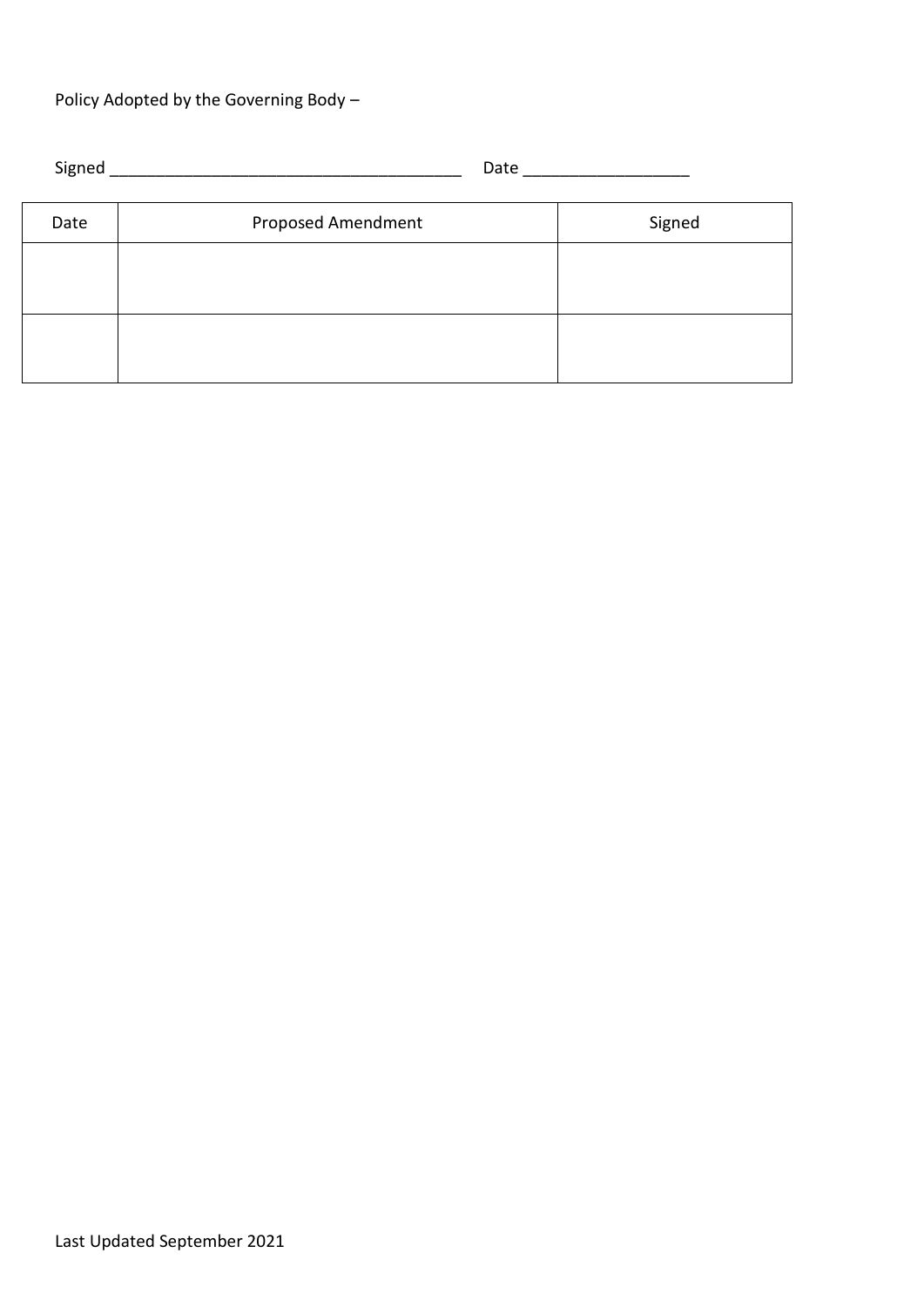Policy Adopted by the Governing Body –

Signed ______________________________________ Date _________________

| Date | Proposed Amendment | Signed |
|---|---|---|
| | | |
| | | |

Last Updated September 2021